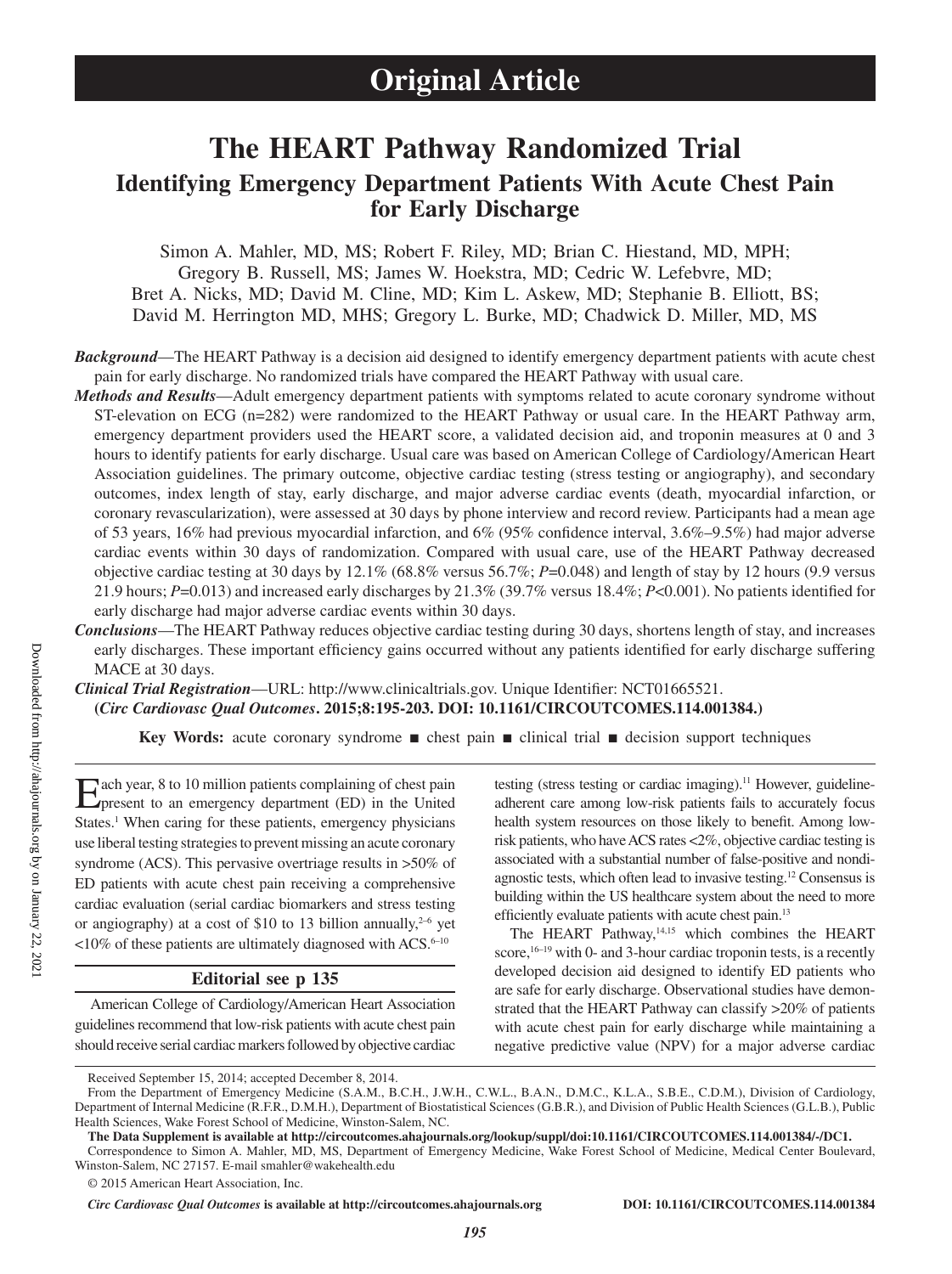# Original Article

# The HEART Pathway Randomized Trial

## Identifying Emergency Department Patients With Acute Chest Pain for Early Discharge

Simon A. Mahler, MD, MS; Robert F. Riley, MD; Brian C. Hiestand, MD, MPH; Gregory B. Russell, MS; James W. Hoekstra, MD; Cedric W. Lefebvre, MD; Bret A. Nicks, MD; David M. Cline, MD; Kim L. Askew, MD; Stephanie B. Elliott, BS; David M. Herrington MD, MHS; Gregory L. Burke, MD; Chadwick D. Miller, MD, MS

***Background***—The HEART Pathway is a decision aid designed to identify emergency department patients with acute chest pain for early discharge. No randomized trials have compared the HEART Pathway with usual care.

***Methods and Results***—Adult emergency department patients with symptoms related to acute coronary syndrome without ST-elevation on ECG (n=282) were randomized to the HEART Pathway or usual care. In the HEART Pathway arm, emergency department providers used the HEART score, a validated decision aid, and troponin measures at 0 and 3 hours to identify patients for early discharge. Usual care was based on American College of Cardiology/American Heart Association guidelines. The primary outcome, objective cardiac testing (stress testing or angiography), and secondary outcomes, index length of stay, early discharge, and major adverse cardiac events (death, myocardial infarction, or coronary revascularization), were assessed at 30 days by phone interview and record review. Participants had a mean age of 53 years, 16% had previous myocardial infarction, and 6% (95% confidence interval, 3.6%–9.5%) had major adverse cardiac events within 30 days of randomization. Compared with usual care, use of the HEART Pathway decreased objective cardiac testing at 30 days by 12.1% (68.8% versus 56.7%; *P*=0.048) and length of stay by 12 hours (9.9 versus 21.9 hours; *P*=0.013) and increased early discharges by 21.3% (39.7% versus 18.4%; *P*<0.001). No patients identified for early discharge had major adverse cardiac events within 30 days.

***Conclusions***—The HEART Pathway reduces objective cardiac testing during 30 days, shortens length of stay, and increases early discharges. These important efficiency gains occurred without any patients identified for early discharge suffering MACE at 30 days.

***Clinical Trial Registration***—URL: http://www.clinicaltrials.gov. Unique Identifier: NCT01665521.
**(*Circ Cardiovasc Qual Outcomes*. 2015;8:195-203. DOI: 10.1161/CIRCOUTCOMES.114.001384.)**

**Key Words:** acute coronary syndrome ■ chest pain ■ clinical trial ■ decision support techniques

Each year, 8 to 10 million patients complaining of chest pain present to an emergency department (ED) in the United States.[1] When caring for these patients, emergency physicians use liberal testing strategies to prevent missing an acute coronary syndrome (ACS). This pervasive overtriage results in >50% of ED patients with acute chest pain receiving a comprehensive cardiac evaluation (serial cardiac biomarkers and stress testing or angiography) at a cost of \$10 to 13 billion annually,[2–6] yet <10% of these patients are ultimately diagnosed with ACS.[6–10]

**Editorial see p 135**

American College of Cardiology/American Heart Association guidelines recommend that low-risk patients with acute chest pain should receive serial cardiac markers followed by objective cardiac testing (stress testing or cardiac imaging).[11] However, guideline-adherent care among low-risk patients fails to accurately focus health system resources on those likely to benefit. Among low-risk patients, who have ACS rates <2%, objective cardiac testing is associated with a substantial number of false-positive and nondiagnostic tests, which often lead to invasive testing.[12] Consensus is building within the US healthcare system about the need to more efficiently evaluate patients with acute chest pain.[13]

The HEART Pathway,[14,15] which combines the HEART score,[16–19] with 0- and 3-hour cardiac troponin tests, is a recently developed decision aid designed to identify ED patients who are safe for early discharge. Observational studies have demonstrated that the HEART Pathway can classify >20% of patients with acute chest pain for early discharge while maintaining a negative predictive value (NPV) for a major adverse cardiac

Received September 15, 2014; accepted December 8, 2014.

From the Department of Emergency Medicine (S.A.M., B.C.H., J.W.H., C.W.L., B.A.N., D.M.C., K.L.A., S.B.E., C.D.M.), Division of Cardiology, Department of Internal Medicine (R.F.R., D.M.H.), Department of Biostatistical Sciences (G.B.R.), and Division of Public Health Sciences (G.L.B.), Public Health Sciences, Wake Forest School of Medicine, Winston-Salem, NC.

**The Data Supplement is available at http://circoutcomes.ahajournals.org/lookup/suppl/doi:10.1161/CIRCOUTCOMES.114.001384/-/DC1.**

Correspondence to Simon A. Mahler, MD, MS, Department of Emergency Medicine, Wake Forest School of Medicine, Medical Center Boulevard, Winston-Salem, NC 27157. E-mail smahler@wakehealth.edu

© 2015 American Heart Association, Inc.

*Circ Cardiovasc Qual Outcomes* **is available at http://circoutcomes.ahajournals.org** **DOI: 10.1161/CIRCOUTCOMES.114.001384**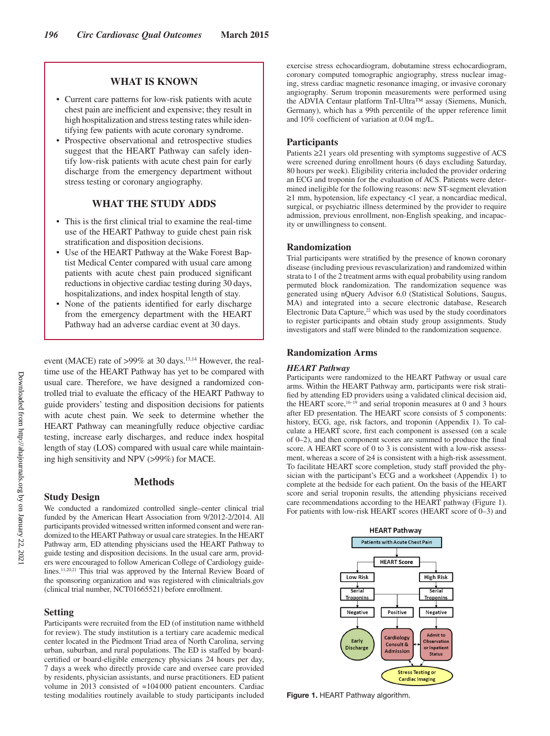## WHAT IS KNOWN

- Current care patterns for low-risk patients with acute chest pain are inefficient and expensive; they result in high hospitalization and stress testing rates while identifying few patients with acute coronary syndrome.
- Prospective observational and retrospective studies suggest that the HEART Pathway can safely identify low-risk patients with acute chest pain for early discharge from the emergency department without stress testing or coronary angiography.

## WHAT THE STUDY ADDS

- This is the first clinical trial to examine the real-time use of the HEART Pathway to guide chest pain risk stratification and disposition decisions.
- Use of the HEART Pathway at the Wake Forest Baptist Medical Center compared with usual care among patients with acute chest pain produced significant reductions in objective cardiac testing during 30 days, hospitalizations, and index hospital length of stay.
- None of the patients identified for early discharge from the emergency department with the HEART Pathway had an adverse cardiac event at 30 days.

event (MACE) rate of >99% at 30 days.[13,14] However, the real-time use of the HEART Pathway has yet to be compared with usual care. Therefore, we have designed a randomized controlled trial to evaluate the efficacy of the HEART Pathway to guide providers' testing and disposition decisions for patients with acute chest pain. We seek to determine whether the HEART Pathway can meaningfully reduce objective cardiac testing, increase early discharges, and reduce index hospital length of stay (LOS) compared with usual care while maintaining high sensitivity and NPV (>99%) for MACE.

# Methods

## Study Design

We conducted a randomized controlled single–center clinical trial funded by the American Heart Association from 9/2012-2/2014. All participants provided witnessed written informed consent and were randomized to the HEART Pathway or usual care strategies. In the HEART Pathway arm, ED attending physicians used the HEART Pathway to guide testing and disposition decisions. In the usual care arm, providers were encouraged to follow American College of Cardiology guidelines.[11,20,21] This trial was approved by the Internal Review Board of the sponsoring organization and was registered with clinicaltrials.gov (clinical trial number, NCT01665521) before enrollment.

## Setting

Participants were recruited from the ED (of institution name withheld for review). The study institution is a tertiary care academic medical center located in the Piedmont Triad area of North Carolina, serving urban, suburban, and rural populations. The ED is staffed by board-certified or board-eligible emergency physicians 24 hours per day, 7 days a week who directly provide care and oversee care provided by residents, physician assistants, and nurse practitioners. ED patient volume in 2013 consisted of ≈104 000 patient encounters. Cardiac testing modalities routinely available to study participants included exercise stress echocardiogram, dobutamine stress echocardiogram, coronary computed tomographic angiography, stress nuclear imaging, stress cardiac magnetic resonance imaging, or invasive coronary angiography. Serum troponin measurements were performed using the ADVIA Centaur platform TnI-Ultra™ assay (Siemens, Munich, Germany), which has a 99th percentile of the upper reference limit and 10% coefficient of variation at 0.04 mg/L.

## Participants

Patients ≥21 years old presenting with symptoms suggestive of ACS were screened during enrollment hours (6 days excluding Saturday, 80 hours per week). Eligibility criteria included the provider ordering an ECG and troponin for the evaluation of ACS. Patients were determined ineligible for the following reasons: new ST-segment elevation ≥1 mm, hypotension, life expectancy <1 year, a noncardiac medical, surgical, or psychiatric illness determined by the provider to require admission, previous enrollment, non-English speaking, and incapacity or unwillingness to consent.

## Randomization

Trial participants were stratified by the presence of known coronary disease (including previous revascularization) and randomized within strata to 1 of the 2 treatment arms with equal probability using random permuted block randomization. The randomization sequence was generated using nQuery Advisor 6.0 (Statistical Solutions, Saugus, MA) and integrated into a secure electronic database, Research Electronic Data Capture,[22] which was used by the study coordinators to register participants and obtain study group assignments. Study investigators and staff were blinded to the randomization sequence.

## Randomization Arms

### *HEART Pathway*

Participants were randomized to the HEART Pathway or usual care arms. Within the HEART Pathway arm, participants were risk stratified by attending ED providers using a validated clinical decision aid, the HEART score,[16–19] and serial troponin measures at 0 and 3 hours after ED presentation. The HEART score consists of 5 components: history, ECG, age, risk factors, and troponin (Appendix 1). To calculate a HEART score, first each component is assessed (on a scale of 0–2), and then component scores are summed to produce the final score. A HEART score of 0 to 3 is consistent with a low-risk assessment, whereas a score of ≥4 is consistent with a high-risk assessment. To facilitate HEART score completion, study staff provided the physician with the participant's ECG and a worksheet (Appendix 1) to complete at the bedside for each patient. On the basis of the HEART score and serial troponin results, the attending physicians received care recommendations according to the HEART pathway (Figure 1). For patients with low-risk HEART scores (HEART score of 0–3) and

**Figure 1.** HEART Pathway algorithm.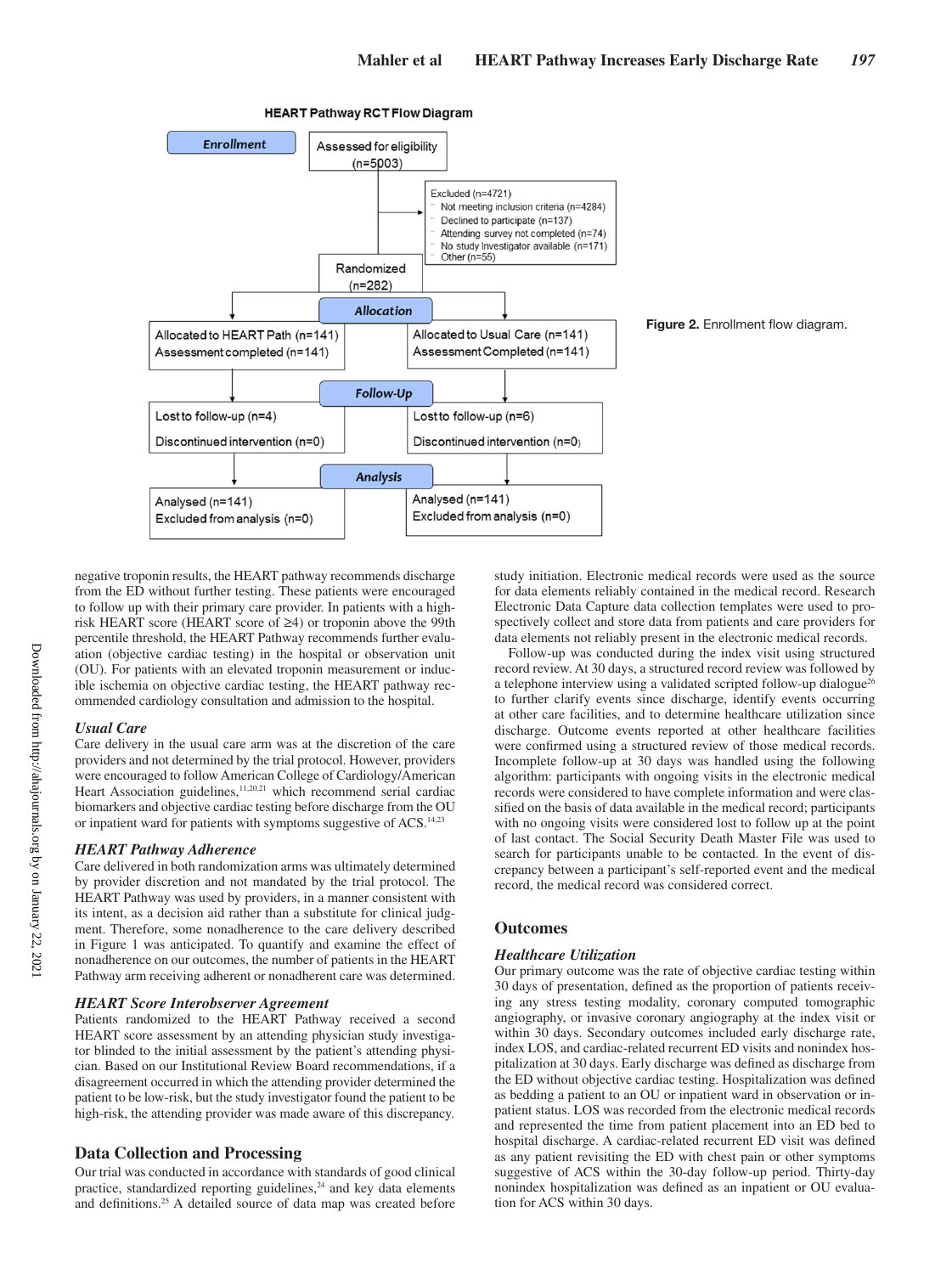HEART Pathway RCT Flow Diagram

Enrollment

Assessed for eligibility (n=5003)

Excluded (n=4721)
- Not meeting inclusion criteria (n=4284)
- Declined to participate (n=137)
- Attending survey not completed (n=74)
- No study Investigator available (n=171)
- Other (n=55)

Randomized (n=282)

Allocation

Allocated to HEART Path (n=141)
Assessment completed (n=141)

Allocated to Usual Care (n=141)
Assessment Completed (n=141)

Follow-Up

Lost to follow-up (n=4)
Discontinued intervention (n=0)

Lost to follow-up (n=6)
Discontinued intervention (n=0)

Analysis

Analysed (n=141)
Excluded from analysis (n=0)

Analysed (n=141)
Excluded from analysis (n=0)

**Figure 2.** Enrollment flow diagram.

negative troponin results, the HEART pathway recommends discharge from the ED without further testing. These patients were encouraged to follow up with their primary care provider. In patients with a high-risk HEART score (HEART score of ≥4) or troponin above the 99th percentile threshold, the HEART Pathway recommends further evaluation (objective cardiac testing) in the hospital or observation unit (OU). For patients with an elevated troponin measurement or inducible ischemia on objective cardiac testing, the HEART pathway recommended cardiology consultation and admission to the hospital.

### *Usual Care*

Care delivery in the usual care arm was at the discretion of the care providers and not determined by the trial protocol. However, providers were encouraged to follow American College of Cardiology/American Heart Association guidelines,[11,20,21] which recommend serial cardiac biomarkers and objective cardiac testing before discharge from the OU or inpatient ward for patients with symptoms suggestive of ACS.[14,23]

### *HEART Pathway Adherence*

Care delivered in both randomization arms was ultimately determined by provider discretion and not mandated by the trial protocol. The HEART Pathway was used by providers, in a manner consistent with its intent, as a decision aid rather than a substitute for clinical judgment. Therefore, some nonadherence to the care delivery described in Figure 1 was anticipated. To quantify and examine the effect of nonadherence on our outcomes, the number of patients in the HEART Pathway arm receiving adherent or nonadherent care was determined.

### *HEART Score Interobserver Agreement*

Patients randomized to the HEART Pathway received a second HEART score assessment by an attending physician study investigator blinded to the initial assessment by the patient's attending physician. Based on our Institutional Review Board recommendations, if a disagreement occurred in which the attending provider determined the patient to be low-risk, but the study investigator found the patient to be high-risk, the attending provider was made aware of this discrepancy.

## Data Collection and Processing

Our trial was conducted in accordance with standards of good clinical practice, standardized reporting guidelines,[24] and key data elements and definitions.[25] A detailed source of data map was created before study initiation. Electronic medical records were used as the source for data elements reliably contained in the medical record. Research Electronic Data Capture data collection templates were used to prospectively collect and store data from patients and care providers for data elements not reliably present in the electronic medical records.

Follow-up was conducted during the index visit using structured record review. At 30 days, a structured record review was followed by a telephone interview using a validated scripted follow-up dialogue[26] to further clarify events since discharge, identify events occurring at other care facilities, and to determine healthcare utilization since discharge. Outcome events reported at other healthcare facilities were confirmed using a structured review of those medical records. Incomplete follow-up at 30 days was handled using the following algorithm: participants with ongoing visits in the electronic medical records were considered to have complete information and were classified on the basis of data available in the medical record; participants with no ongoing visits were considered lost to follow up at the point of last contact. The Social Security Death Master File was used to search for participants unable to be contacted. In the event of discrepancy between a participant's self-reported event and the medical record, the medical record was considered correct.

## Outcomes

### *Healthcare Utilization*

Our primary outcome was the rate of objective cardiac testing within 30 days of presentation, defined as the proportion of patients receiving any stress testing modality, coronary computed tomographic angiography, or invasive coronary angiography at the index visit or within 30 days. Secondary outcomes included early discharge rate, index LOS, and cardiac-related recurrent ED visits and nonindex hospitalization at 30 days. Early discharge was defined as discharge from the ED without objective cardiac testing. Hospitalization was defined as bedding a patient to an OU or inpatient ward in observation or inpatient status. LOS was recorded from the electronic medical records and represented the time from patient placement into an ED bed to hospital discharge. A cardiac-related recurrent ED visit was defined as any patient revisiting the ED with chest pain or other symptoms suggestive of ACS within the 30-day follow-up period. Thirty-day nonindex hospitalization was defined as an inpatient or OU evaluation for ACS within 30 days.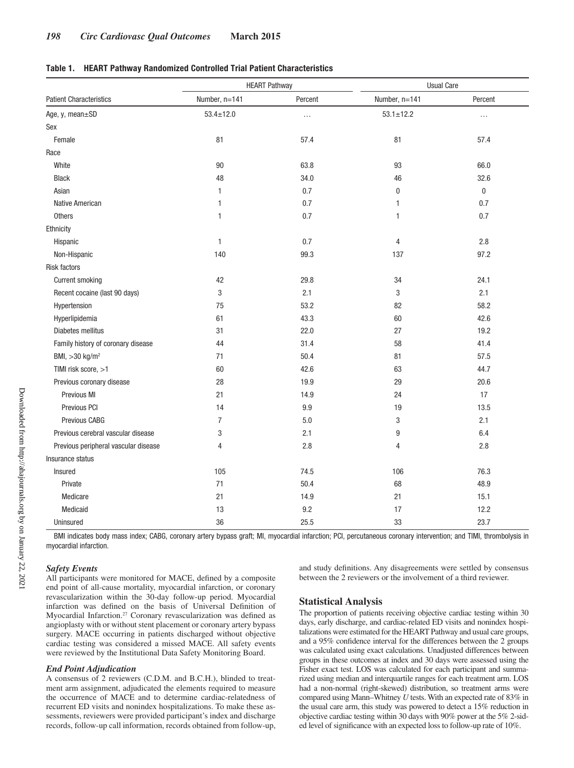**Table 1. HEART Pathway Randomized Controlled Trial Patient Characteristics**

| | HEART Pathway | | Usual Care | |
|---|---|---|---|---|
| Patient Characteristics | Number, n=141 | Percent | Number, n=141 | Percent |
| Age, y, mean±SD | 53.4±12.0 | ... | 53.1±12.2 | ... |
| Sex | | | | |
| Female | 81 | 57.4 | 81 | 57.4 |
| Race | | | | |
| White | 90 | 63.8 | 93 | 66.0 |
| Black | 48 | 34.0 | 46 | 32.6 |
| Asian | 1 | 0.7 | 0 | 0 |
| Native American | 1 | 0.7 | 1 | 0.7 |
| Others | 1 | 0.7 | 1 | 0.7 |
| Ethnicity | | | | |
| Hispanic | 1 | 0.7 | 4 | 2.8 |
| Non-Hispanic | 140 | 99.3 | 137 | 97.2 |
| Risk factors | | | | |
| Current smoking | 42 | 29.8 | 34 | 24.1 |
| Recent cocaine (last 90 days) | 3 | 2.1 | 3 | 2.1 |
| Hypertension | 75 | 53.2 | 82 | 58.2 |
| Hyperlipidemia | 61 | 43.3 | 60 | 42.6 |
| Diabetes mellitus | 31 | 22.0 | 27 | 19.2 |
| Family history of coronary disease | 44 | 31.4 | 58 | 41.4 |
| BMI, >30 kg/m² | 71 | 50.4 | 81 | 57.5 |
| TIMI risk score, >1 | 60 | 42.6 | 63 | 44.7 |
| Previous coronary disease | 28 | 19.9 | 29 | 20.6 |
| Previous MI | 21 | 14.9 | 24 | 17 |
| Previous PCI | 14 | 9.9 | 19 | 13.5 |
| Previous CABG | 7 | 5.0 | 3 | 2.1 |
| Previous cerebral vascular disease | 3 | 2.1 | 9 | 6.4 |
| Previous peripheral vascular disease | 4 | 2.8 | 4 | 2.8 |
| Insurance status | | | | |
| Insured | 105 | 74.5 | 106 | 76.3 |
| Private | 71 | 50.4 | 68 | 48.9 |
| Medicare | 21 | 14.9 | 21 | 15.1 |
| Medicaid | 13 | 9.2 | 17 | 12.2 |
| Uninsured | 36 | 25.5 | 33 | 23.7 |

BMI indicates body mass index; CABG, coronary artery bypass graft; MI, myocardial infarction; PCI, percutaneous coronary intervention; and TIMI, thrombolysis in myocardial infarction.

### Safety Events

All participants were monitored for MACE, defined by a composite end point of all-cause mortality, myocardial infarction, or coronary revascularization within the 30-day follow-up period. Myocardial infarction was defined on the basis of Universal Definition of Myocardial Infarction.[27] Coronary revascularization was defined as angioplasty with or without stent placement or coronary artery bypass surgery. MACE occurring in patients discharged without objective cardiac testing was considered a missed MACE. All safety events were reviewed by the Institutional Data Safety Monitoring Board.

### End Point Adjudication

A consensus of 2 reviewers (C.D.M. and B.C.H.), blinded to treatment arm assignment, adjudicated the elements required to measure the occurrence of MACE and to determine cardiac-relatedness of recurrent ED visits and nonindex hospitalizations. To make these assessments, reviewers were provided participant's index and discharge records, follow-up call information, records obtained from follow-up, and study definitions. Any disagreements were settled by consensus between the 2 reviewers or the involvement of a third reviewer.

## Statistical Analysis

The proportion of patients receiving objective cardiac testing within 30 days, early discharge, and cardiac-related ED visits and nonindex hospitalizations were estimated for the HEART Pathway and usual care groups, and a 95% confidence interval for the differences between the 2 groups was calculated using exact calculations. Unadjusted differences between groups in these outcomes at index and 30 days were assessed using the Fisher exact test. LOS was calculated for each participant and summarized using median and interquartile ranges for each treatment arm. LOS had a non-normal (right-skewed) distribution, so treatment arms were compared using Mann–Whitney $U$ tests. With an expected rate of 83% in the usual care arm, this study was powered to detect a 15% reduction in objective cardiac testing within 30 days with 90% power at the 5% 2-sided level of significance with an expected loss to follow-up rate of 10%.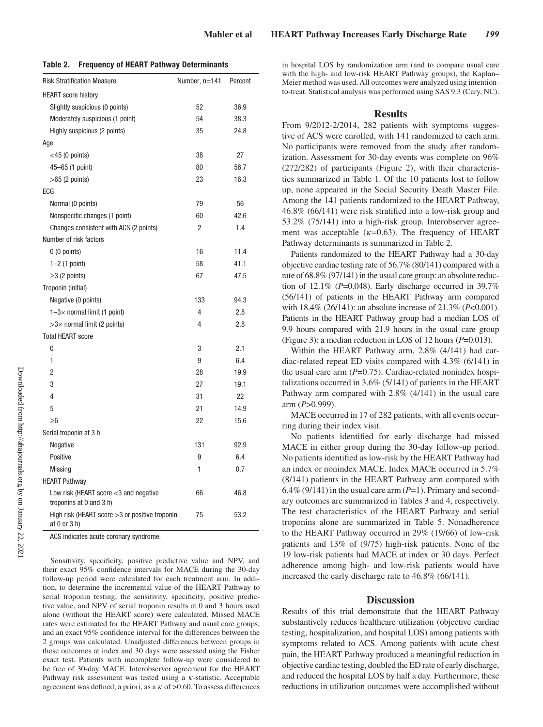**Table 2. Frequency of HEART Pathway Determinants**

| Risk Stratification Measure | Number, n=141 | Percent |
|---|---|---|
| HEART score history | | |
| Slightly suspicious (0 points) | 52 | 36.9 |
| Moderately suspicious (1 point) | 54 | 38.3 |
| Highly suspicious (2 points) | 35 | 24.8 |
| Age | | |
| <45 (0 points) | 38 | 27 |
| 45–65 (1 point) | 80 | 56.7 |
| >65 (2 points) | 23 | 16.3 |
| ECG | | |
| Normal (0 points) | 79 | 56 |
| Nonspecific changes (1 point) | 60 | 42.6 |
| Changes consistent with ACS (2 points) | 2 | 1.4 |
| Number of risk factors | | |
| 0 (0 points) | 16 | 11.4 |
| 1–2 (1 point) | 58 | 41.1 |
| ≥3 (2 points) | 67 | 47.5 |
| Troponin (initial) | | |
| Negative (0 points) | 133 | 94.3 |
| 1–3× normal limit (1 point) | 4 | 2.8 |
| >3× normal limit (2 points) | 4 | 2.8 |
| Total HEART score | | |
| 0 | 3 | 2.1 |
| 1 | 9 | 6.4 |
| 2 | 28 | 19.9 |
| 3 | 27 | 19.1 |
| 4 | 31 | 22 |
| 5 | 21 | 14.9 |
| ≥6 | 22 | 15.6 |
| Serial troponin at 3 h | | |
| Negative | 131 | 92.9 |
| Positive | 9 | 6.4 |
| Missing | 1 | 0.7 |
| HEART Pathway | | |
| Low risk (HEART score <3 and negative troponins at 0 and 3 h) | 66 | 46.8 |
| High risk (HEART score >3 or positive troponin at 0 or 3 h) | 75 | 53.2 |

ACS indicates acute coronary syndrome.

Sensitivity, specificity, positive predictive value and NPV, and their exact 95% confidence intervals for MACE during the 30-day follow-up period were calculated for each treatment arm. In addition, to determine the incremental value of the HEART Pathway to serial troponin testing, the sensitivity, specificity, positive predictive value, and NPV of serial troponin results at 0 and 3 hours used alone (without the HEART score) were calculated. Missed MACE rates were estimated for the HEART Pathway and usual care groups, and an exact 95% confidence interval for the differences between the 2 groups was calculated. Unadjusted differences between groups in these outcomes at index and 30 days were assessed using the Fisher exact test. Patients with incomplete follow-up were considered to be free of 30-day MACE. Interobserver agreement for the HEART Pathway risk assessment was tested using a $\kappa$-statistic. Acceptable agreement was defined, a priori, as a $\kappa$ of >0.60. To assess differences in hospital LOS by randomization arm (and to compare usual care with the high- and low-risk HEART Pathway groups), the Kaplan–Meier method was used. All outcomes were analyzed using intention-to-treat. Statistical analysis was performed using SAS 9.3 (Cary, NC).

## Results

From 9/2012-2/2014, 282 patients with symptoms suggestive of ACS were enrolled, with 141 randomized to each arm. No participants were removed from the study after randomization. Assessment for 30-day events was complete on 96% (272/282) of participants (Figure 2), with their characteristics summarized in Table 1. Of the 10 patients lost to follow up, none appeared in the Social Security Death Master File. Among the 141 patients randomized to the HEART Pathway, 46.8% (66/141) were risk stratified into a low-risk group and 53.2% (75/141) into a high-risk group. Interobserver agreement was acceptable ($\kappa$=0.63). The frequency of HEART Pathway determinants is summarized in Table 2.

Patients randomized to the HEART Pathway had a 30-day objective cardiac testing rate of 56.7% (80/141) compared with a rate of 68.8% (97/141) in the usual care group: an absolute reduction of 12.1% ($P$=0.048). Early discharge occurred in 39.7% (56/141) of patients in the HEART Pathway arm compared with 18.4% (26/141): an absolute increase of 21.3% ($P$<0.001). Patients in the HEART Pathway group had a median LOS of 9.9 hours compared with 21.9 hours in the usual care group (Figure 3): a median reduction in LOS of 12 hours ($P$=0.013).

Within the HEART Pathway arm, 2.8% (4/141) had cardiac-related repeat ED visits compared with 4.3% (6/141) in the usual care arm ($P$=0.75). Cardiac-related nonindex hospitalizations occurred in 3.6% (5/141) of patients in the HEART Pathway arm compared with 2.8% (4/141) in the usual care arm ($P$>0.999).

MACE occurred in 17 of 282 patients, with all events occurring during their index visit.

No patients identified for early discharge had missed MACE in either group during the 30-day follow-up period. No patients identified as low-risk by the HEART Pathway had an index or nonindex MACE. Index MACE occurred in 5.7% (8/141) patients in the HEART Pathway arm compared with 6.4% (9/141) in the usual care arm ($P$=1). Primary and secondary outcomes are summarized in Tables 3 and 4, respectively. The test characteristics of the HEART Pathway and serial troponins alone are summarized in Table 5. Nonadherence to the HEART Pathway occurred in 29% (19/66) of low-risk patients and 13% of (9/75) high-risk patients. None of the 19 low-risk patients had MACE at index or 30 days. Perfect adherence among high- and low-risk patients would have increased the early discharge rate to 46.8% (66/141).

## Discussion

Results of this trial demonstrate that the HEART Pathway substantively reduces healthcare utilization (objective cardiac testing, hospitalization, and hospital LOS) among patients with symptoms related to ACS. Among patients with acute chest pain, the HEART Pathway produced a meaningful reduction in objective cardiac testing, doubled the ED rate of early discharge, and reduced the hospital LOS by half a day. Furthermore, these reductions in utilization outcomes were accomplished without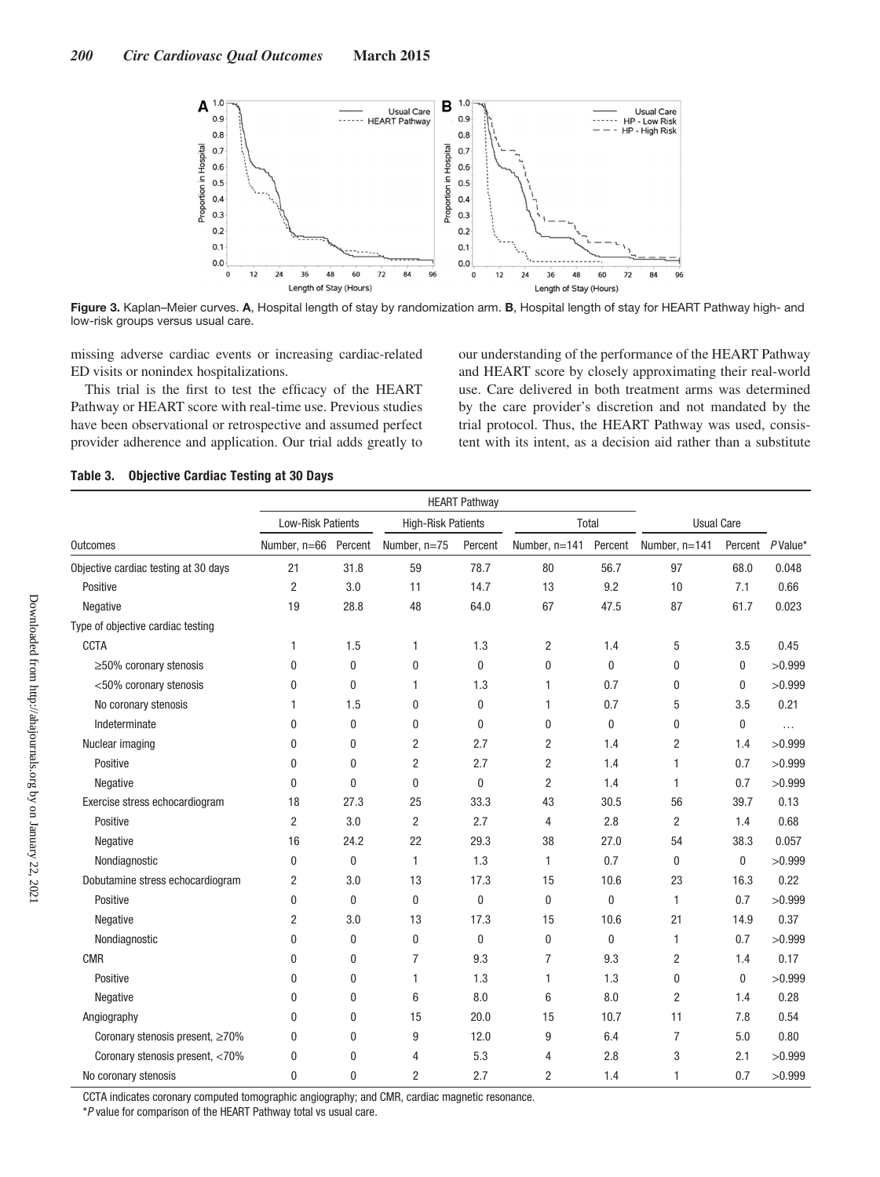Figure 3. Kaplan–Meier curves. **A**, Hospital length of stay by randomization arm. **B**, Hospital length of stay for HEART Pathway high- and low-risk groups versus usual care.

missing adverse cardiac events or increasing cardiac-related ED visits or nonindex hospitalizations.

This trial is the first to test the efficacy of the HEART Pathway or HEART score with real-time use. Previous studies have been observational or retrospective and assumed perfect provider adherence and application. Our trial adds greatly to our understanding of the performance of the HEART Pathway and HEART score by closely approximating their real-world use. Care delivered in both treatment arms was determined by the care provider's discretion and not mandated by the trial protocol. Thus, the HEART Pathway was used, consistent with its intent, as a decision aid rather than a substitute

**Table 3. Objective Cardiac Testing at 30 Days**

| | HEART Pathway | | | | | | | | |
|---|---|---|---|---|---|---|---|---|---|
| | Low-Risk Patients | | High-Risk Patients | | Total | | Usual Care | | |
| Outcomes | Number, n=66 | Percent | Number, n=75 | Percent | Number, n=141 | Percent | Number, n=141 | Percent | *P* Value* |
| Objective cardiac testing at 30 days | 21 | 31.8 | 59 | 78.7 | 80 | 56.7 | 97 | 68.0 | 0.048 |
| Positive | 2 | 3.0 | 11 | 14.7 | 13 | 9.2 | 10 | 7.1 | 0.66 |
| Negative | 19 | 28.8 | 48 | 64.0 | 67 | 47.5 | 87 | 61.7 | 0.023 |
| Type of objective cardiac testing | | | | | | | | | |
| CCTA | 1 | 1.5 | 1 | 1.3 | 2 | 1.4 | 5 | 3.5 | 0.45 |
| ≥50% coronary stenosis | 0 | 0 | 0 | 0 | 0 | 0 | 0 | 0 | >0.999 |
| <50% coronary stenosis | 0 | 0 | 1 | 1.3 | 1 | 0.7 | 0 | 0 | >0.999 |
| No coronary stenosis | 1 | 1.5 | 0 | 0 | 1 | 0.7 | 5 | 3.5 | 0.21 |
| Indeterminate | 0 | 0 | 0 | 0 | 0 | 0 | 0 | 0 | ... |
| Nuclear imaging | 0 | 0 | 2 | 2.7 | 2 | 1.4 | 2 | 1.4 | >0.999 |
| Positive | 0 | 0 | 2 | 2.7 | 2 | 1.4 | 1 | 0.7 | >0.999 |
| Negative | 0 | 0 | 0 | 0 | 2 | 1.4 | 1 | 0.7 | >0.999 |
| Exercise stress echocardiogram | 18 | 27.3 | 25 | 33.3 | 43 | 30.5 | 56 | 39.7 | 0.13 |
| Positive | 2 | 3.0 | 2 | 2.7 | 4 | 2.8 | 2 | 1.4 | 0.68 |
| Negative | 16 | 24.2 | 22 | 29.3 | 38 | 27.0 | 54 | 38.3 | 0.057 |
| Nondiagnostic | 0 | 0 | 1 | 1.3 | 1 | 0.7 | 0 | 0 | >0.999 |
| Dobutamine stress echocardiogram | 2 | 3.0 | 13 | 17.3 | 15 | 10.6 | 23 | 16.3 | 0.22 |
| Positive | 0 | 0 | 0 | 0 | 0 | 0 | 1 | 0.7 | >0.999 |
| Negative | 2 | 3.0 | 13 | 17.3 | 15 | 10.6 | 21 | 14.9 | 0.37 |
| Nondiagnostic | 0 | 0 | 0 | 0 | 0 | 0 | 1 | 0.7 | >0.999 |
| CMR | 0 | 0 | 7 | 9.3 | 7 | 9.3 | 2 | 1.4 | 0.17 |
| Positive | 0 | 0 | 1 | 1.3 | 1 | 1.3 | 0 | 0 | >0.999 |
| Negative | 0 | 0 | 6 | 8.0 | 6 | 8.0 | 2 | 1.4 | 0.28 |
| Angiography | 0 | 0 | 15 | 20.0 | 15 | 10.7 | 11 | 7.8 | 0.54 |
| Coronary stenosis present, ≥70% | 0 | 0 | 9 | 12.0 | 9 | 6.4 | 7 | 5.0 | 0.80 |
| Coronary stenosis present, <70% | 0 | 0 | 4 | 5.3 | 4 | 2.8 | 3 | 2.1 | >0.999 |
| No coronary stenosis | 0 | 0 | 2 | 2.7 | 2 | 1.4 | 1 | 0.7 | >0.999 |

CCTA indicates coronary computed tomographic angiography; and CMR, cardiac magnetic resonance.

*P value for comparison of the HEART Pathway total vs usual care.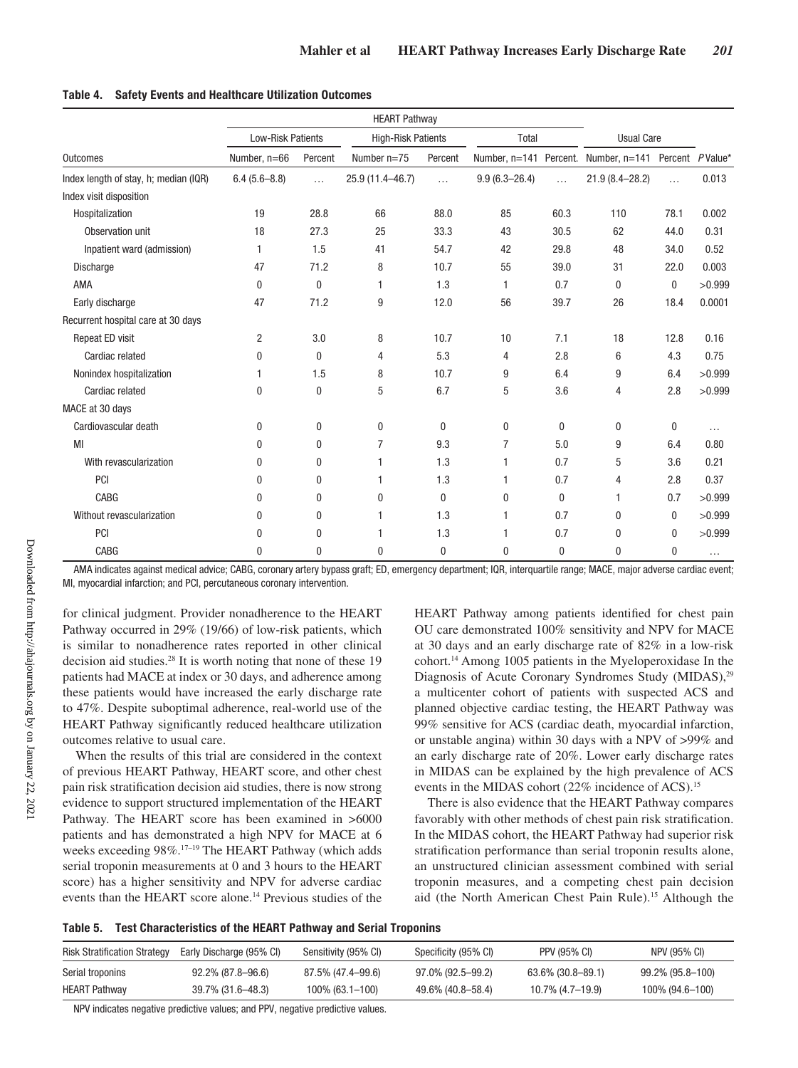**Table 4. Safety Events and Healthcare Utilization Outcomes**

| | HEART Pathway | | | | | | | | |
|---|---|---|---|---|---|---|---|---|---|
| | Low-Risk Patients | | High-Risk Patients | | Total | | Usual Care | | |
| Outcomes | Number, n=66 | Percent | Number n=75 | Percent | Number, n=141 | Percent. | Number, n=141 | Percent | P Value* |
| Index length of stay, h; median (IQR) | 6.4 (5.6–8.8) | ... | 25.9 (11.4–46.7) | ... | 9.9 (6.3–26.4) | ... | 21.9 (8.4–28.2) | ... | 0.013 |
| Index visit disposition | | | | | | | | | |
| Hospitalization | 19 | 28.8 | 66 | 88.0 | 85 | 60.3 | 110 | 78.1 | 0.002 |
| Observation unit | 18 | 27.3 | 25 | 33.3 | 43 | 30.5 | 62 | 44.0 | 0.31 |
| Inpatient ward (admission) | 1 | 1.5 | 41 | 54.7 | 42 | 29.8 | 48 | 34.0 | 0.52 |
| Discharge | 47 | 71.2 | 8 | 10.7 | 55 | 39.0 | 31 | 22.0 | 0.003 |
| AMA | 0 | 0 | 1 | 1.3 | 1 | 0.7 | 0 | 0 | >0.999 |
| Early discharge | 47 | 71.2 | 9 | 12.0 | 56 | 39.7 | 26 | 18.4 | 0.0001 |
| Recurrent hospital care at 30 days | | | | | | | | | |
| Repeat ED visit | 2 | 3.0 | 8 | 10.7 | 10 | 7.1 | 18 | 12.8 | 0.16 |
| Cardiac related | 0 | 0 | 4 | 5.3 | 4 | 2.8 | 6 | 4.3 | 0.75 |
| Nonindex hospitalization | 1 | 1.5 | 8 | 10.7 | 9 | 6.4 | 9 | 6.4 | >0.999 |
| Cardiac related | 0 | 0 | 5 | 6.7 | 5 | 3.6 | 4 | 2.8 | >0.999 |
| MACE at 30 days | | | | | | | | | |
| Cardiovascular death | 0 | 0 | 0 | 0 | 0 | 0 | 0 | 0 | ... |
| MI | 0 | 0 | 7 | 9.3 | 7 | 5.0 | 9 | 6.4 | 0.80 |
| With revascularization | 0 | 0 | 1 | 1.3 | 1 | 0.7 | 5 | 3.6 | 0.21 |
| PCI | 0 | 0 | 1 | 1.3 | 1 | 0.7 | 4 | 2.8 | 0.37 |
| CABG | 0 | 0 | 0 | 0 | 0 | 0 | 1 | 0.7 | >0.999 |
| Without revascularization | 0 | 0 | 1 | 1.3 | 1 | 0.7 | 0 | 0 | >0.999 |
| PCI | 0 | 0 | 1 | 1.3 | 1 | 0.7 | 0 | 0 | >0.999 |
| CABG | 0 | 0 | 0 | 0 | 0 | 0 | 0 | 0 | ... |

AMA indicates against medical advice; CABG, coronary artery bypass graft; ED, emergency department; IQR, interquartile range; MACE, major adverse cardiac event; MI, myocardial infarction; and PCI, percutaneous coronary intervention.

for clinical judgment. Provider nonadherence to the HEART Pathway occurred in 29% (19/66) of low-risk patients, which is similar to nonadherence rates reported in other clinical decision aid studies.[28] It is worth noting that none of these 19 patients had MACE at index or 30 days, and adherence among these patients would have increased the early discharge rate to 47%. Despite suboptimal adherence, real-world use of the HEART Pathway significantly reduced healthcare utilization outcomes relative to usual care.

When the results of this trial are considered in the context of previous HEART Pathway, HEART score, and other chest pain risk stratification decision aid studies, there is now strong evidence to support structured implementation of the HEART Pathway. The HEART score has been examined in >6000 patients and has demonstrated a high NPV for MACE at 6 weeks exceeding 98%.[17–19] The HEART Pathway (which adds serial troponin measurements at 0 and 3 hours to the HEART score) has a higher sensitivity and NPV for adverse cardiac events than the HEART score alone.[14] Previous studies of the HEART Pathway among patients identified for chest pain OU care demonstrated 100% sensitivity and NPV for MACE at 30 days and an early discharge rate of 82% in a low-risk cohort.[14] Among 1005 patients in the Myeloperoxidase In the Diagnosis of Acute Coronary Syndromes Study (MIDAS),[29] a multicenter cohort of patients with suspected ACS and planned objective cardiac testing, the HEART Pathway was 99% sensitive for ACS (cardiac death, myocardial infarction, or unstable angina) within 30 days with a NPV of >99% and an early discharge rate of 20%. Lower early discharge rates in MIDAS can be explained by the high prevalence of ACS events in the MIDAS cohort (22% incidence of ACS).[15]

There is also evidence that the HEART Pathway compares favorably with other methods of chest pain risk stratification. In the MIDAS cohort, the HEART Pathway had superior risk stratification performance than serial troponin results alone, an unstructured clinician assessment combined with serial troponin measures, and a competing chest pain decision aid (the North American Chest Pain Rule).[15] Although the

**Table 5. Test Characteristics of the HEART Pathway and Serial Troponins**

| Risk Stratification Strategy | Early Discharge (95% CI) | Sensitivity (95% CI) | Specificity (95% CI) | PPV (95% CI) | NPV (95% CI) |
|---|---|---|---|---|---|
| Serial troponins | 92.2% (87.8–96.6) | 87.5% (47.4–99.6) | 97.0% (92.5–99.2) | 63.6% (30.8–89.1) | 99.2% (95.8–100) |
| HEART Pathway | 39.7% (31.6–48.3) | 100% (63.1–100) | 49.6% (40.8–58.4) | 10.7% (4.7–19.9) | 100% (94.6–100) |

NPV indicates negative predictive values; and PPV, negative predictive values.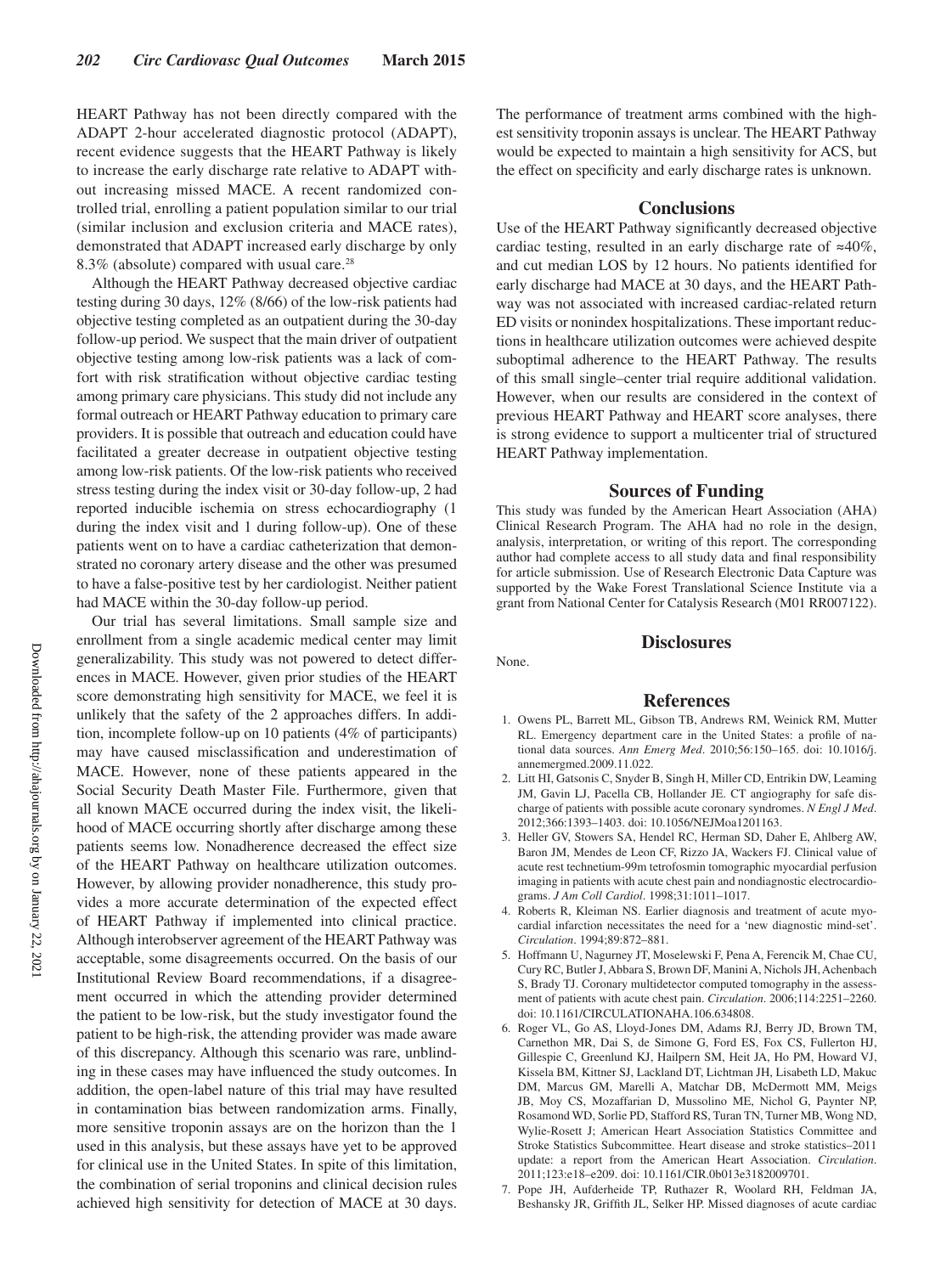HEART Pathway has not been directly compared with the ADAPT 2-hour accelerated diagnostic protocol (ADAPT), recent evidence suggests that the HEART Pathway is likely to increase the early discharge rate relative to ADAPT without increasing missed MACE. A recent randomized controlled trial, enrolling a patient population similar to our trial (similar inclusion and exclusion criteria and MACE rates), demonstrated that ADAPT increased early discharge by only 8.3% (absolute) compared with usual care.[28]

Although the HEART Pathway decreased objective cardiac testing during 30 days, 12% (8/66) of the low-risk patients had objective testing completed as an outpatient during the 30-day follow-up period. We suspect that the main driver of outpatient objective testing among low-risk patients was a lack of comfort with risk stratification without objective cardiac testing among primary care physicians. This study did not include any formal outreach or HEART Pathway education to primary care providers. It is possible that outreach and education could have facilitated a greater decrease in outpatient objective testing among low-risk patients. Of the low-risk patients who received stress testing during the index visit or 30-day follow-up, 2 had reported inducible ischemia on stress echocardiography (1 during the index visit and 1 during follow-up). One of these patients went on to have a cardiac catheterization that demonstrated no coronary artery disease and the other was presumed to have a false-positive test by her cardiologist. Neither patient had MACE within the 30-day follow-up period.

Our trial has several limitations. Small sample size and enrollment from a single academic medical center may limit generalizability. This study was not powered to detect differences in MACE. However, given prior studies of the HEART score demonstrating high sensitivity for MACE, we feel it is unlikely that the safety of the 2 approaches differs. In addition, incomplete follow-up on 10 patients (4% of participants) may have caused misclassification and underestimation of MACE. However, none of these patients appeared in the Social Security Death Master File. Furthermore, given that all known MACE occurred during the index visit, the likelihood of MACE occurring shortly after discharge among these patients seems low. Nonadherence decreased the effect size of the HEART Pathway on healthcare utilization outcomes. However, by allowing provider nonadherence, this study provides a more accurate determination of the expected effect of HEART Pathway if implemented into clinical practice. Although interobserver agreement of the HEART Pathway was acceptable, some disagreements occurred. On the basis of our Institutional Review Board recommendations, if a disagreement occurred in which the attending provider determined the patient to be low-risk, but the study investigator found the patient to be high-risk, the attending provider was made aware of this discrepancy. Although this scenario was rare, unblinding in these cases may have influenced the study outcomes. In addition, the open-label nature of this trial may have resulted in contamination bias between randomization arms. Finally, more sensitive troponin assays are on the horizon than the 1 used in this analysis, but these assays have yet to be approved for clinical use in the United States. In spite of this limitation, the combination of serial troponins and clinical decision rules achieved high sensitivity for detection of MACE at 30 days. The performance of treatment arms combined with the highest sensitivity troponin assays is unclear. The HEART Pathway would be expected to maintain a high sensitivity for ACS, but the effect on specificity and early discharge rates is unknown.

## Conclusions

Use of the HEART Pathway significantly decreased objective cardiac testing, resulted in an early discharge rate of ≈40%, and cut median LOS by 12 hours. No patients identified for early discharge had MACE at 30 days, and the HEART Pathway was not associated with increased cardiac-related return ED visits or nonindex hospitalizations. These important reductions in healthcare utilization outcomes were achieved despite suboptimal adherence to the HEART Pathway. The results of this small single–center trial require additional validation. However, when our results are considered in the context of previous HEART Pathway and HEART score analyses, there is strong evidence to support a multicenter trial of structured HEART Pathway implementation.

## Sources of Funding

This study was funded by the American Heart Association (AHA) Clinical Research Program. The AHA had no role in the design, analysis, interpretation, or writing of this report. The corresponding author had complete access to all study data and final responsibility for article submission. Use of Research Electronic Data Capture was supported by the Wake Forest Translational Science Institute via a grant from National Center for Catalysis Research (M01 RR007122).

## Disclosures

None.

## References

1. Owens PL, Barrett ML, Gibson TB, Andrews RM, Weinick RM, Mutter RL. Emergency department care in the United States: a profile of national data sources. *Ann Emerg Med*. 2010;56:150–165. doi: 10.1016/j.annemergmed.2009.11.022.
2. Litt HI, Gatsonis C, Snyder B, Singh H, Miller CD, Entrikin DW, Leaming JM, Gavin LJ, Pacella CB, Hollander JE. CT angiography for safe discharge of patients with possible acute coronary syndromes. *N Engl J Med*. 2012;366:1393–1403. doi: 10.1056/NEJMoa1201163.
3. Heller GV, Stowers SA, Hendel RC, Herman SD, Daher E, Ahlberg AW, Baron JM, Mendes de Leon CF, Rizzo JA, Wackers FJ. Clinical value of acute rest technetium-99m tetrofosmin tomographic myocardial perfusion imaging in patients with acute chest pain and nondiagnostic electrocardiograms. *J Am Coll Cardiol*. 1998;31:1011–1017.
4. Roberts R, Kleiman NS. Earlier diagnosis and treatment of acute myocardial infarction necessitates the need for a 'new diagnostic mind-set'. *Circulation*. 1994;89:872–881.
5. Hoffmann U, Nagurney JT, Moselewski F, Pena A, Ferencik M, Chae CU, Cury RC, Butler J, Abbara S, Brown DF, Manini A, Nichols JH, Achenbach S, Brady TJ. Coronary multidetector computed tomography in the assessment of patients with acute chest pain. *Circulation*. 2006;114:2251–2260. doi: 10.1161/CIRCULATIONAHA.106.634808.
6. Roger VL, Go AS, Lloyd-Jones DM, Adams RJ, Berry JD, Brown TM, Carnethon MR, Dai S, de Simone G, Ford ES, Fox CS, Fullerton HJ, Gillespie C, Greenlund KJ, Hailpern SM, Heit JA, Ho PM, Howard VJ, Kissela BM, Kittner SJ, Lackland DT, Lichtman JH, Lisabeth LD, Makuc DM, Marcus GM, Marelli A, Matchar DB, McDermott MM, Meigs JB, Moy CS, Mozaffarian D, Mussolino ME, Nichol G, Paynter NP, Rosamond WD, Sorlie PD, Stafford RS, Turan TN, Turner MB, Wong ND, Wylie-Rosett J; American Heart Association Statistics Committee and Stroke Statistics Subcommittee. Heart disease and stroke statistics–2011 update: a report from the American Heart Association. *Circulation*. 2011;123:e18–e209. doi: 10.1161/CIR.0b013e3182009701.
7. Pope JH, Aufderheide TP, Ruthazer R, Woolard RH, Feldman JA, Beshansky JR, Griffith JL, Selker HP. Missed diagnoses of acute cardiac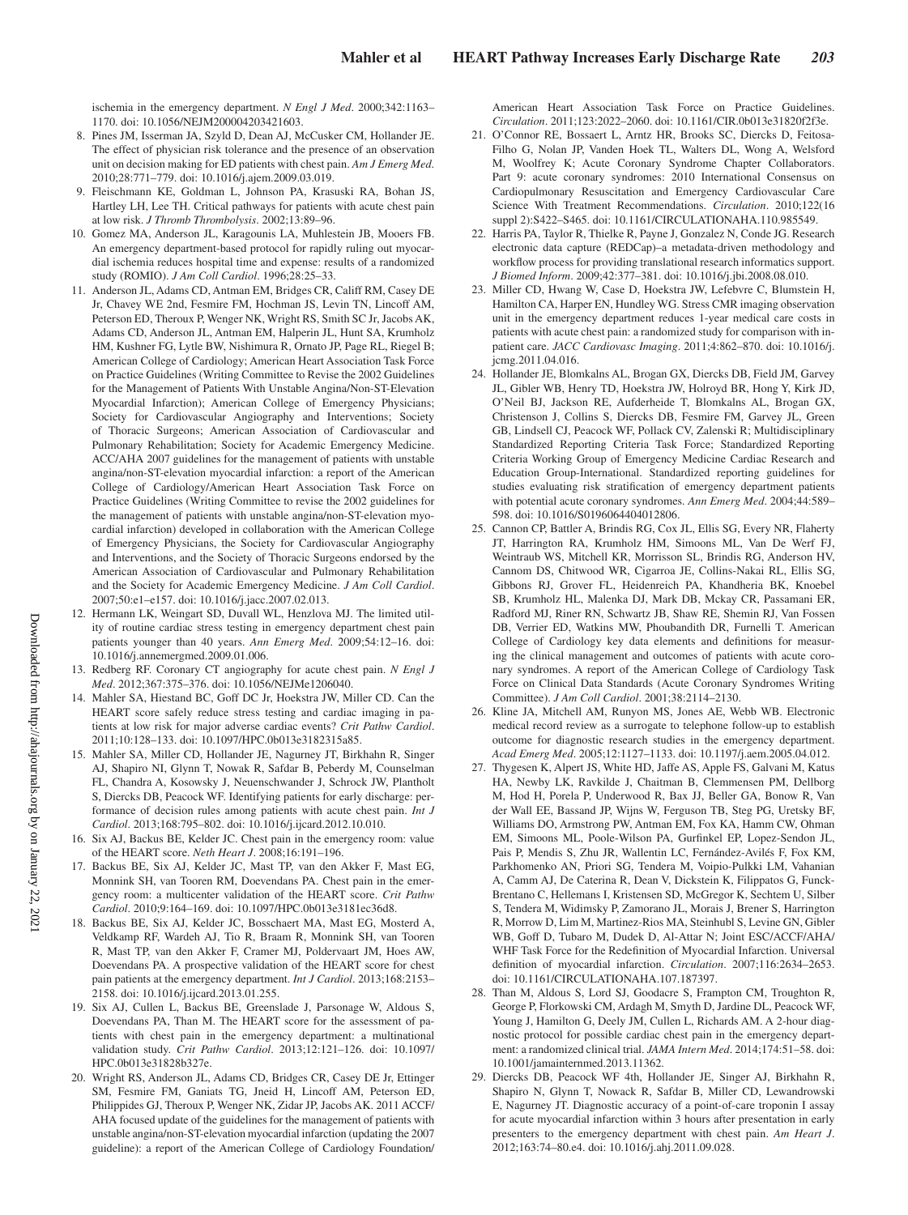ischemia in the emergency department. *N Engl J Med*. 2000;342:1163–1170. doi: 10.1056/NEJM200004203421603.

8. Pines JM, Isserman JA, Szyld D, Dean AJ, McCusker CM, Hollander JE. The effect of physician risk tolerance and the presence of an observation unit on decision making for ED patients with chest pain. *Am J Emerg Med*. 2010;28:771–779. doi: 10.1016/j.ajem.2009.03.019.
9. Fleischmann KE, Goldman L, Johnson PA, Krasuski RA, Bohan JS, Hartley LH, Lee TH. Critical pathways for patients with acute chest pain at low risk. *J Thromb Thrombolysis*. 2002;13:89–96.
10. Gomez MA, Anderson JL, Karagounis LA, Muhlestein JB, Mooers FB. An emergency department-based protocol for rapidly ruling out myocardial ischemia reduces hospital time and expense: results of a randomized study (ROMIO). *J Am Coll Cardiol*. 1996;28:25–33.
11. Anderson JL, Adams CD, Antman EM, Bridges CR, Califf RM, Casey DE Jr, Chavey WE 2nd, Fesmire FM, Hochman JS, Levin TN, Lincoff AM, Peterson ED, Theroux P, Wenger NK, Wright RS, Smith SC Jr, Jacobs AK, Adams CD, Anderson JL, Antman EM, Halperin JL, Hunt SA, Krumholz HM, Kushner FG, Lytle BW, Nishimura R, Ornato JP, Page RL, Riegel B; American College of Cardiology; American Heart Association Task Force on Practice Guidelines (Writing Committee to Revise the 2002 Guidelines for the Management of Patients With Unstable Angina/Non-ST-Elevation Myocardial Infarction); American College of Emergency Physicians; Society for Cardiovascular Angiography and Interventions; Society of Thoracic Surgeons; American Association of Cardiovascular and Pulmonary Rehabilitation; Society for Academic Emergency Medicine. ACC/AHA 2007 guidelines for the management of patients with unstable angina/non-ST-elevation myocardial infarction: a report of the American College of Cardiology/American Heart Association Task Force on Practice Guidelines (Writing Committee to revise the 2002 guidelines for the management of patients with unstable angina/non-ST-elevation myocardial infarction) developed in collaboration with the American College of Emergency Physicians, the Society for Cardiovascular Angiography and Interventions, and the Society of Thoracic Surgeons endorsed by the American Association of Cardiovascular and Pulmonary Rehabilitation and the Society for Academic Emergency Medicine. *J Am Coll Cardiol*. 2007;50:e1–e157. doi: 10.1016/j.jacc.2007.02.013.
12. Hermann LK, Weingart SD, Duvall WL, Henzlova MJ. The limited utility of routine cardiac stress testing in emergency department chest pain patients younger than 40 years. *Ann Emerg Med*. 2009;54:12–16. doi: 10.1016/j.annemergmed.2009.01.006.
13. Redberg RF. Coronary CT angiography for acute chest pain. *N Engl J Med*. 2012;367:375–376. doi: 10.1056/NEJMe1206040.
14. Mahler SA, Hiestand BC, Goff DC Jr, Hoekstra JW, Miller CD. Can the HEART score safely reduce stress testing and cardiac imaging in patients at low risk for major adverse cardiac events? *Crit Pathw Cardiol*. 2011;10:128–133. doi: 10.1097/HPC.0b013e3182315a85.
15. Mahler SA, Miller CD, Hollander JE, Nagurney JT, Birkhahn R, Singer AJ, Shapiro NI, Glynn T, Nowak R, Safdar B, Peberdy M, Counselman FL, Chandra A, Kosowsky J, Neuenschwander J, Schrock JW, Plantholt S, Diercks DB, Peacock WF. Identifying patients for early discharge: performance of decision rules among patients with acute chest pain. *Int J Cardiol*. 2013;168:795–802. doi: 10.1016/j.ijcard.2012.10.010.
16. Six AJ, Backus BE, Kelder JC. Chest pain in the emergency room: value of the HEART score. *Neth Heart J*. 2008;16:191–196.
17. Backus BE, Six AJ, Kelder JC, Mast TP, van den Akker F, Mast EG, Monnink SH, van Tooren RM, Doevendans PA. Chest pain in the emergency room: a multicenter validation of the HEART score. *Crit Pathw Cardiol*. 2010;9:164–169. doi: 10.1097/HPC.0b013e3181ec36d8.
18. Backus BE, Six AJ, Kelder JC, Bosschaert MA, Mast EG, Mosterd A, Veldkamp RF, Wardeh AJ, Tio R, Braam R, Monnink SH, van Tooren R, Mast TP, van den Akker F, Cramer MJ, Poldervaart JM, Hoes AW, Doevendans PA. A prospective validation of the HEART score for chest pain patients at the emergency department. *Int J Cardiol*. 2013;168:2153–2158. doi: 10.1016/j.ijcard.2013.01.255.
19. Six AJ, Cullen L, Backus BE, Greenslade J, Parsonage W, Aldous S, Doevendans PA, Than M. The HEART score for the assessment of patients with chest pain in the emergency department: a multinational validation study. *Crit Pathw Cardiol*. 2013;12:121–126. doi: 10.1097/HPC.0b013e31828b327e.
20. Wright RS, Anderson JL, Adams CD, Bridges CR, Casey DE Jr, Ettinger SM, Fesmire FM, Ganiats TG, Jneid H, Lincoff AM, Peterson ED, Philippides GJ, Theroux P, Wenger NK, Zidar JP, Jacobs AK. 2011 ACCF/AHA focused update of the guidelines for the management of patients with unstable angina/non-ST-elevation myocardial infarction (updating the 2007 guideline): a report of the American College of Cardiology Foundation/American Heart Association Task Force on Practice Guidelines. *Circulation*. 2011;123:2022–2060. doi: 10.1161/CIR.0b013e31820f2f3e.
21. O'Connor RE, Bossaert L, Arntz HR, Brooks SC, Diercks D, Feitosa-Filho G, Nolan JP, Vanden Hoek TL, Walters DL, Wong A, Welsford M, Woolfrey K; Acute Coronary Syndrome Chapter Collaborators. Part 9: acute coronary syndromes: 2010 International Consensus on Cardiopulmonary Resuscitation and Emergency Cardiovascular Care Science With Treatment Recommendations. *Circulation*. 2010;122(16 suppl 2):S422–S465. doi: 10.1161/CIRCULATIONAHA.110.985549.
22. Harris PA, Taylor R, Thielke R, Payne J, Gonzalez N, Conde JG. Research electronic data capture (REDCap)–a metadata-driven methodology and workflow process for providing translational research informatics support. *J Biomed Inform*. 2009;42:377–381. doi: 10.1016/j.jbi.2008.08.010.
23. Miller CD, Hwang W, Case D, Hoekstra JW, Lefebvre C, Blumstein H, Hamilton CA, Harper EN, Hundley WG. Stress CMR imaging observation unit in the emergency department reduces 1-year medical care costs in patients with acute chest pain: a randomized study for comparison with inpatient care. *JACC Cardiovasc Imaging*. 2011;4:862–870. doi: 10.1016/j.jcmg.2011.04.016.
24. Hollander JE, Blomkalns AL, Brogan GX, Diercks DB, Field JM, Garvey JL, Gibler WB, Henry TD, Hoekstra JW, Holroyd BR, Hong Y, Kirk JD, O'Neil BJ, Jackson RE, Aufderheide T, Blomkalns AL, Brogan GX, Christenson J, Collins S, Diercks DB, Fesmire FM, Garvey JL, Green GB, Lindsell CJ, Peacock WF, Pollack CV, Zalenski R; Multidisciplinary Standardized Reporting Criteria Task Force; Standardized Reporting Criteria Working Group of Emergency Medicine Cardiac Research and Education Group-International. Standardized reporting guidelines for studies evaluating risk stratification of emergency department patients with potential acute coronary syndromes. *Ann Emerg Med*. 2004;44:589–598. doi: 10.1016/S0196064404012806.
25. Cannon CP, Battler A, Brindis RG, Cox JL, Ellis SG, Every NR, Flaherty JT, Harrington RA, Krumholz HM, Simoons ML, Van De Werf FJ, Weintraub WS, Mitchell KR, Morrisson SL, Brindis RG, Anderson HV, Cannom DS, Chitwood WR, Cigarroa JE, Collins-Nakai RL, Ellis SG, Gibbons RJ, Grover FL, Heidenreich PA, Khandheria BK, Knoebel SB, Krumholz HL, Malenka DJ, Mark DB, Mckay CR, Passamani ER, Radford MJ, Riner RN, Schwartz JB, Shaw RE, Shemin RJ, Van Fossen DB, Verrier ED, Watkins MW, Phoubandith DR, Furnelli T. American College of Cardiology key data elements and definitions for measuring the clinical management and outcomes of patients with acute coronary syndromes. A report of the American College of Cardiology Task Force on Clinical Data Standards (Acute Coronary Syndromes Writing Committee). *J Am Coll Cardiol*. 2001;38:2114–2130.
26. Kline JA, Mitchell AM, Runyon MS, Jones AE, Webb WB. Electronic medical record review as a surrogate to telephone follow-up to establish outcome for diagnostic research studies in the emergency department. *Acad Emerg Med*. 2005;12:1127–1133. doi: 10.1197/j.aem.2005.04.012.
27. Thygesen K, Alpert JS, White HD, Jaffe AS, Apple FS, Galvani M, Katus HA, Newby LK, Ravkilde J, Chaitman B, Clemmensen PM, Dellborg M, Hod H, Porela P, Underwood R, Bax JJ, Beller GA, Bonow R, Van der Wall EE, Bassand JP, Wijns W, Ferguson TB, Steg PG, Uretsky BF, Williams DO, Armstrong PW, Antman EM, Fox KA, Hamm CW, Ohman EM, Simoons ML, Poole-Wilson PA, Gurfinkel EP, Lopez-Sendon JL, Pais P, Mendis S, Zhu JR, Wallentin LC, Fernández-Avilés F, Fox KM, Parkhomenko AN, Priori SG, Tendera M, Voipio-Pulkki LM, Vahanian A, Camm AJ, De Caterina R, Dean V, Dickstein K, Filippatos G, Funck-Brentano C, Hellemans I, Kristensen SD, McGregor K, Sechtem U, Silber S, Tendera M, Widimsky P, Zamorano JL, Morais J, Brener S, Harrington R, Morrow D, Lim M, Martinez-Rios MA, Steinhubl S, Levine GN, Gibler WB, Goff D, Tubaro M, Dudek D, Al-Attar N; Joint ESC/ACCF/AHA/WHF Task Force for the Redefinition of Myocardial Infarction. Universal definition of myocardial infarction. *Circulation*. 2007;116:2634–2653. doi: 10.1161/CIRCULATIONAHA.107.187397.
28. Than M, Aldous S, Lord SJ, Goodacre S, Frampton CM, Troughton R, George P, Florkowski CM, Ardagh M, Smyth D, Jardine DL, Peacock WF, Young J, Hamilton G, Deely JM, Cullen L, Richards AM. A 2-hour diagnostic protocol for possible cardiac chest pain in the emergency department: a randomized clinical trial. *JAMA Intern Med*. 2014;174:51–58. doi: 10.1001/jamainternmed.2013.11362.
29. Diercks DB, Peacock WF 4th, Hollander JE, Singer AJ, Birkhahn R, Shapiro N, Glynn T, Nowack R, Safdar B, Miller CD, Lewandrowski E, Nagurney JT. Diagnostic accuracy of a point-of-care troponin I assay for acute myocardial infarction within 3 hours after presentation in early presenters to the emergency department with chest pain. *Am Heart J*. 2012;163:74–80.e4. doi: 10.1016/j.ahj.2011.09.028.